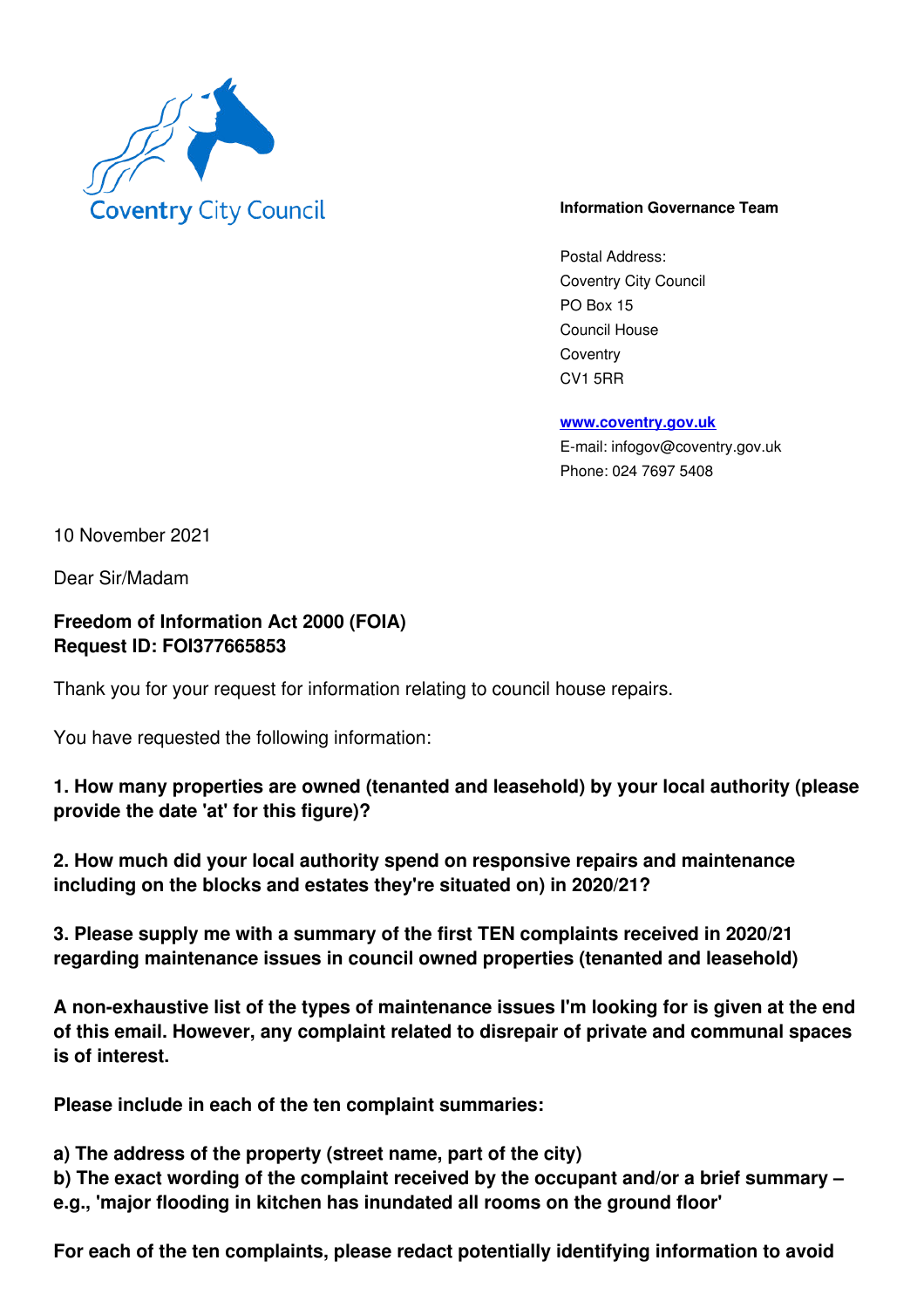Coventry City Council

**Information Governance Team**

Postal Address:
Coventry City Council
PO Box 15
Council House
Coventry
CV1 5RR

www.coventry.gov.uk
E-mail: infogov@coventry.gov.uk
Phone: 024 7697 5408

10 November 2021

Dear Sir/Madam

**Freedom of Information Act 2000 (FOIA)**
**Request ID: FOI377665853**

Thank you for your request for information relating to council house repairs.

You have requested the following information:

**1. How many properties are owned (tenanted and leasehold) by your local authority (please provide the date 'at' for this figure)?**

**2. How much did your local authority spend on responsive repairs and maintenance including on the blocks and estates they're situated on) in 2020/21?**

**3. Please supply me with a summary of the first TEN complaints received in 2020/21 regarding maintenance issues in council owned properties (tenanted and leasehold)**

**A non-exhaustive list of the types of maintenance issues I'm looking for is given at the end of this email. However, any complaint related to disrepair of private and communal spaces is of interest.**

**Please include in each of the ten complaint summaries:**

**a) The address of the property (street name, part of the city)**
**b) The exact wording of the complaint received by the occupant and/or a brief summary – e.g., 'major flooding in kitchen has inundated all rooms on the ground floor'**

**For each of the ten complaints, please redact potentially identifying information to avoid**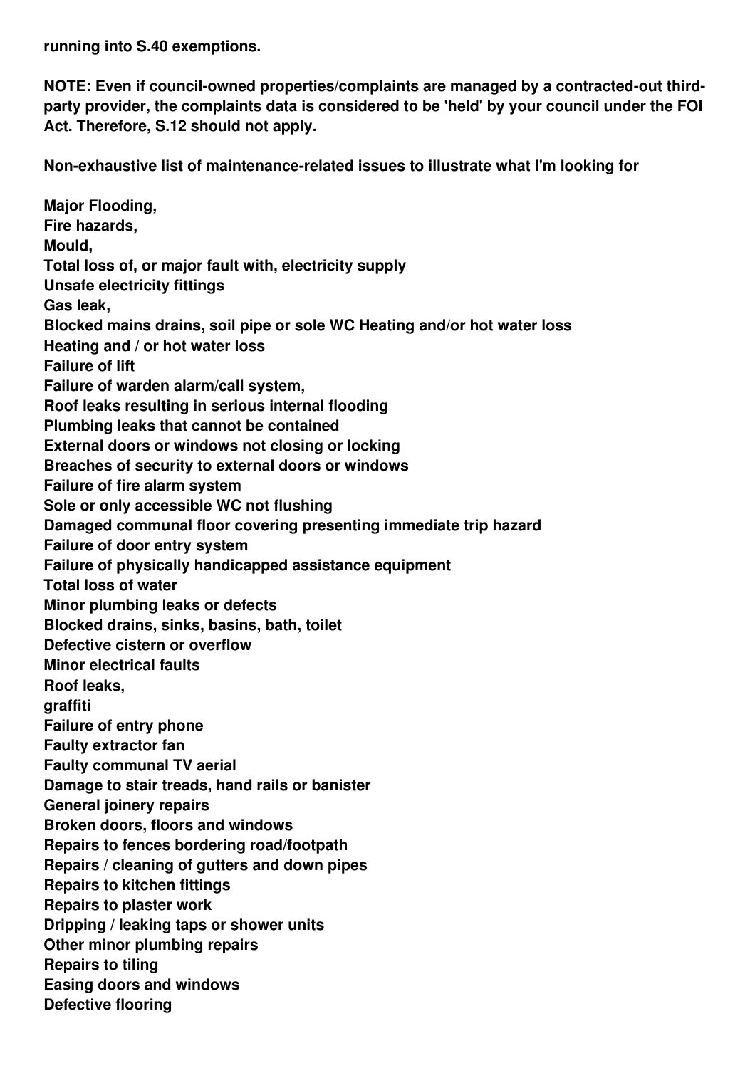**running into S.40 exemptions.**

**NOTE: Even if council-owned properties/complaints are managed by a contracted-out third-party provider, the complaints data is considered to be 'held' by your council under the FOI Act. Therefore, S.12 should not apply.**

**Non-exhaustive list of maintenance-related issues to illustrate what I'm looking for**

**Major Flooding,**
**Fire hazards,**
**Mould,**
**Total loss of, or major fault with, electricity supply**
**Unsafe electricity fittings**
**Gas leak,**
**Blocked mains drains, soil pipe or sole WC Heating and/or hot water loss**
**Heating and / or hot water loss**
**Failure of lift**
**Failure of warden alarm/call system,**
**Roof leaks resulting in serious internal flooding**
**Plumbing leaks that cannot be contained**
**External doors or windows not closing or locking**
**Breaches of security to external doors or windows**
**Failure of fire alarm system**
**Sole or only accessible WC not flushing**
**Damaged communal floor covering presenting immediate trip hazard**
**Failure of door entry system**
**Failure of physically handicapped assistance equipment**
**Total loss of water**
**Minor plumbing leaks or defects**
**Blocked drains, sinks, basins, bath, toilet**
**Defective cistern or overflow**
**Minor electrical faults**
**Roof leaks,**
**graffiti**
**Failure of entry phone**
**Faulty extractor fan**
**Faulty communal TV aerial**
**Damage to stair treads, hand rails or banister**
**General joinery repairs**
**Broken doors, floors and windows**
**Repairs to fences bordering road/footpath**
**Repairs / cleaning of gutters and down pipes**
**Repairs to kitchen fittings**
**Repairs to plaster work**
**Dripping / leaking taps or shower units**
**Other minor plumbing repairs**
**Repairs to tiling**
**Easing doors and windows**
**Defective flooring**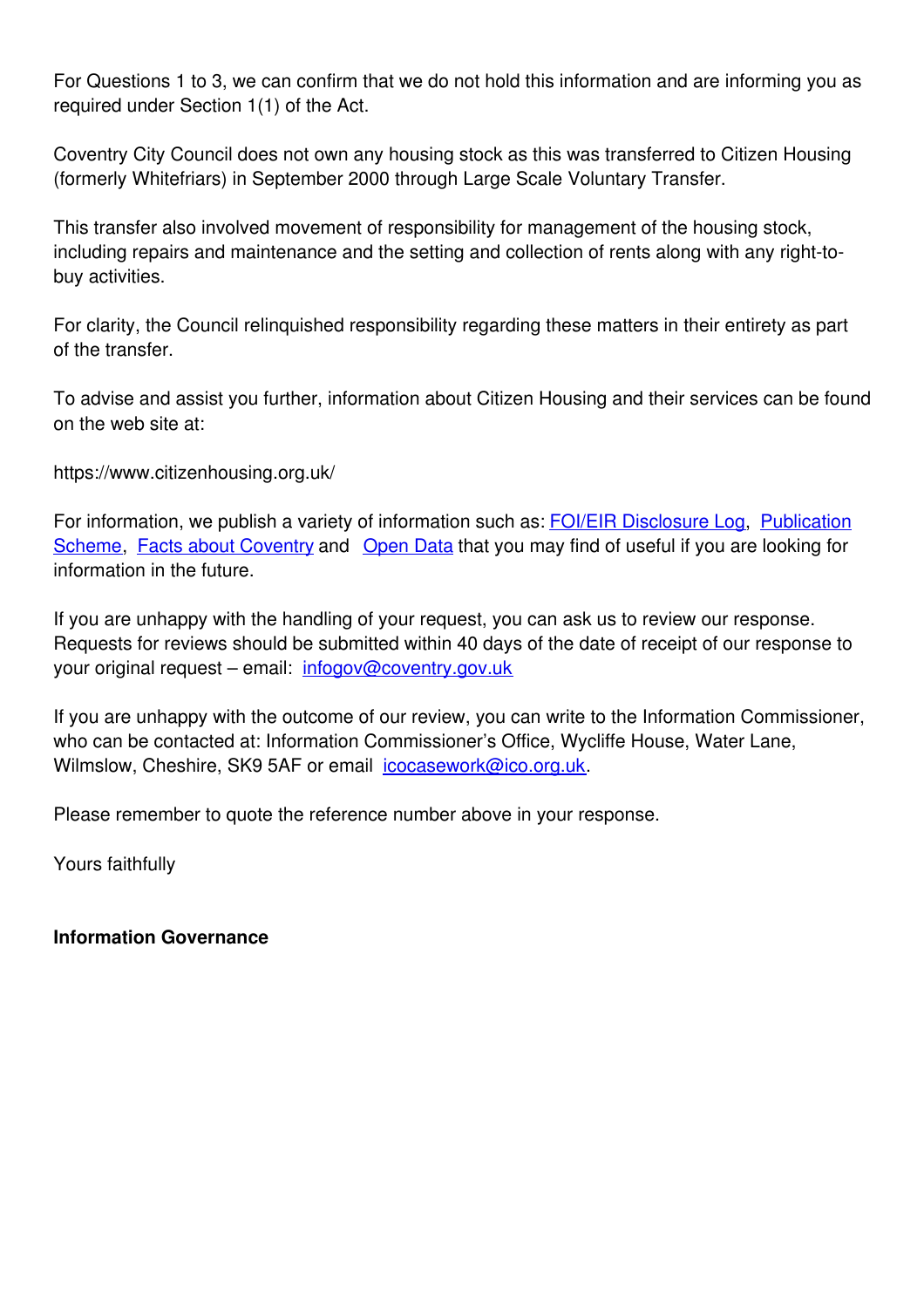For Questions 1 to 3, we can confirm that we do not hold this information and are informing you as required under Section 1(1) of the Act.

Coventry City Council does not own any housing stock as this was transferred to Citizen Housing (formerly Whitefriars) in September 2000 through Large Scale Voluntary Transfer.

This transfer also involved movement of responsibility for management of the housing stock, including repairs and maintenance and the setting and collection of rents along with any right-to-buy activities.

For clarity, the Council relinquished responsibility regarding these matters in their entirety as part of the transfer.

To advise and assist you further, information about Citizen Housing and their services can be found on the web site at:

https://www.citizenhousing.org.uk/

For information, we publish a variety of information such as: FOI/EIR Disclosure Log, Publication Scheme, Facts about Coventry and Open Data that you may find of useful if you are looking for information in the future.

If you are unhappy with the handling of your request, you can ask us to review our response. Requests for reviews should be submitted within 40 days of the date of receipt of our response to your original request – email: infogov@coventry.gov.uk

If you are unhappy with the outcome of our review, you can write to the Information Commissioner, who can be contacted at: Information Commissioner's Office, Wycliffe House, Water Lane, Wilmslow, Cheshire, SK9 5AF or email icocasework@ico.org.uk.

Please remember to quote the reference number above in your response.

Yours faithfully

**Information Governance**